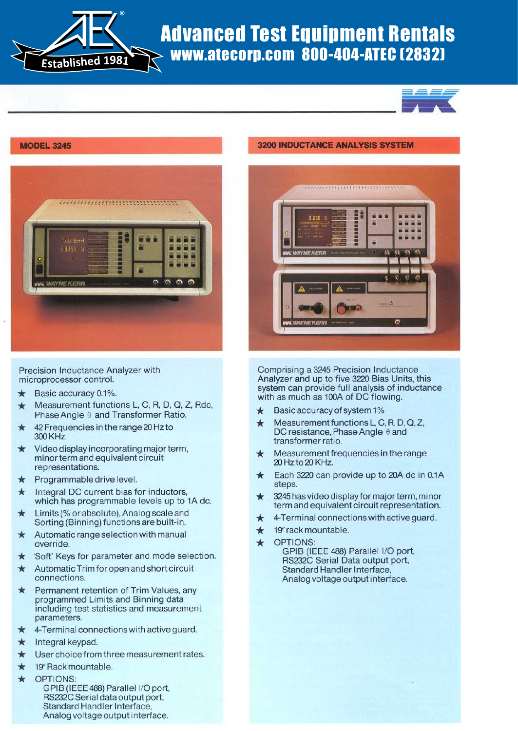# Advanced Test Equipment Rentals

www.atecorp.com 800-404-ATEC (2832)

## MODEL 3245

Precision Inductance Analyzer with microprocessor control.

- ★ Basic accuracy 0.1%.
- ★ Measurement functions L, C, R, D, Q, Z, Rdc, Phase Angle θ and Transformer Ratio.
- ★ 42 Frequencies in the range 20 Hz to 300 KHz.
- ★ Video display incorporating major term, minor term and equivalent circuit representations.
- ★ Programmable drive level.
- ★ Integral DC current bias for inductors, which has programmable levels up to 1A dc.
- ★ Limits (% or absolute), Analog scale and Sorting (Binning) functions are built-in.
- ★ Automatic range selection with manual override.
- ★ 'Soft' Keys for parameter and mode selection.
- ★ Automatic Trim for open and short circuit connections.
- ★ Permanent retention of Trim Values, any programmed Limits and Binning data including test statistics and measurement parameters.
- ★ 4-Terminal connections with active guard.
- ★ Integral keypad.
- ★ User choice from three measurement rates.
- ★ 19" Rack mountable.
- ★ OPTIONS:
  GPIB (IEEE 488) Parallel I/O port,
  RS232C Serial data output port,
  Standard Handler Interface,
  Analog voltage output interface.

## 3200 INDUCTANCE ANALYSIS SYSTEM

Comprising a 3245 Precision Inductance Analyzer and up to five 3220 Bias Units, this system can provide full analysis of inductance with as much as 100A of DC flowing.

- ★ Basic accuracy of system 1%
- ★ Measurement functions L, C, R, D, Q, Z, DC resistance, Phase Angle θ and transformer ratio.
- ★ Measurement frequencies in the range 20 Hz to 20 KHz.
- ★ Each 3220 can provide up to 20A dc in 0.1A steps.
- ★ 3245 has video display for major term, minor term and equivalent circuit representation.
- ★ 4-Terminal connections with active guard.
- ★ 19" rack mountable.
- ★ OPTIONS:
  GPIB (IEEE 488) Parallel I/O port,
  RS232C Serial Data output port,
  Standard Handler Interface,
  Analog voltage output interface.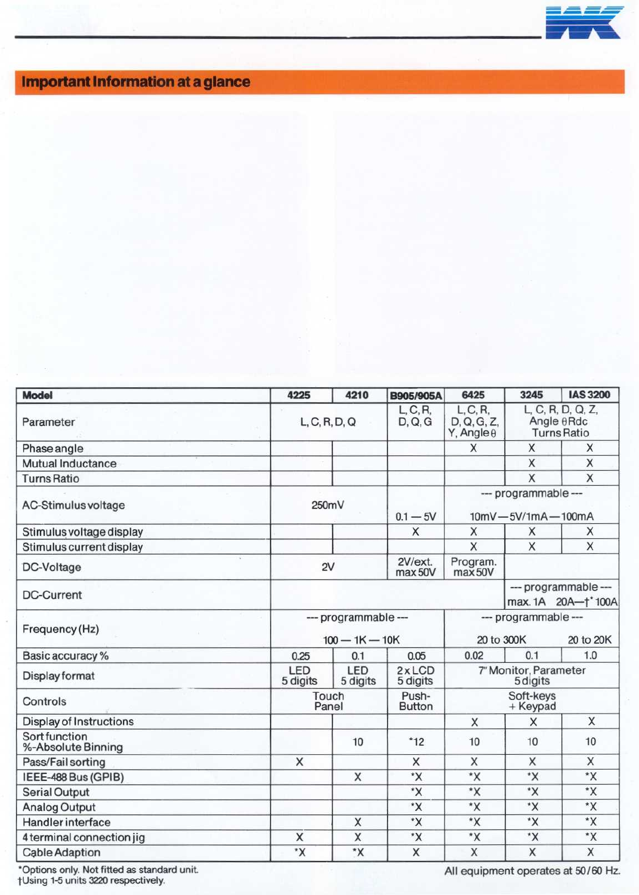## Important Information at a glance

| Model | 4225 | 4210 | B905/905A | 6425 | 3245 | IAS 3200 |
|---|---|---|---|---|---|---|
| Parameter | L, C, R, D, Q | | L, C, R, D, Q, G | L, C, R, D, Q, G, Z, Y, Angle θ | L, C, R, D, Q, Z, Angle θ Rdc Turns Ratio | |
| Phase angle | | | | X | X | X |
| Mutual Inductance | | | | | X | X |
| Turns Ratio | | | | | X | X |
| AC-Stimulus voltage | 250mV | | 0.1 — 5V | --- programmable --- 10mV — 5V/1mA — 100mA | | |
| Stimulus voltage display | | | X | X | X | X |
| Stimulus current display | | | | X | X | X |
| DC-Voltage | 2V | | 2V/ext. max 50V | Program. max 50V | | |
| DC-Current | | | | | --- programmable --- max. 1A | 20A—†* 100A |
| Frequency (Hz) | --- programmable --- 100 — 1K — 10K | | | --- programmable --- 20 to 300K | | 20 to 20K |
| Basic accuracy % | 0.25 | 0.1 | 0.05 | 0.02 | 0.1 | 1.0 |
| Display format | LED 5 digits | LED 5 digits | 2 x LCD 5 digits | 7" Monitor, Parameter 5 digits | | |
| Controls | Touch Panel | | Push-Button | Soft-keys + Keypad | | |
| Display of Instructions | | | | X | X | X |
| Sort function %-Absolute Binning | | 10 | *12 | 10 | 10 | 10 |
| Pass/Fail sorting | X | | X | X | X | X |
| IEEE-488 Bus (GPIB) | | X | *X | *X | *X | *X |
| Serial Output | | | *X | *X | *X | *X |
| Analog Output | | | *X | *X | *X | *X |
| Handler interface | | X | *X | *X | *X | *X |
| 4 terminal connection jig | X | X | *X | *X | *X | *X |
| Cable Adaption | *X | *X | X | X | X | X |

*Options only. Not fitted as standard unit.
†Using 1-5 units 3220 respectively.

All equipment operates at 50/60 Hz.